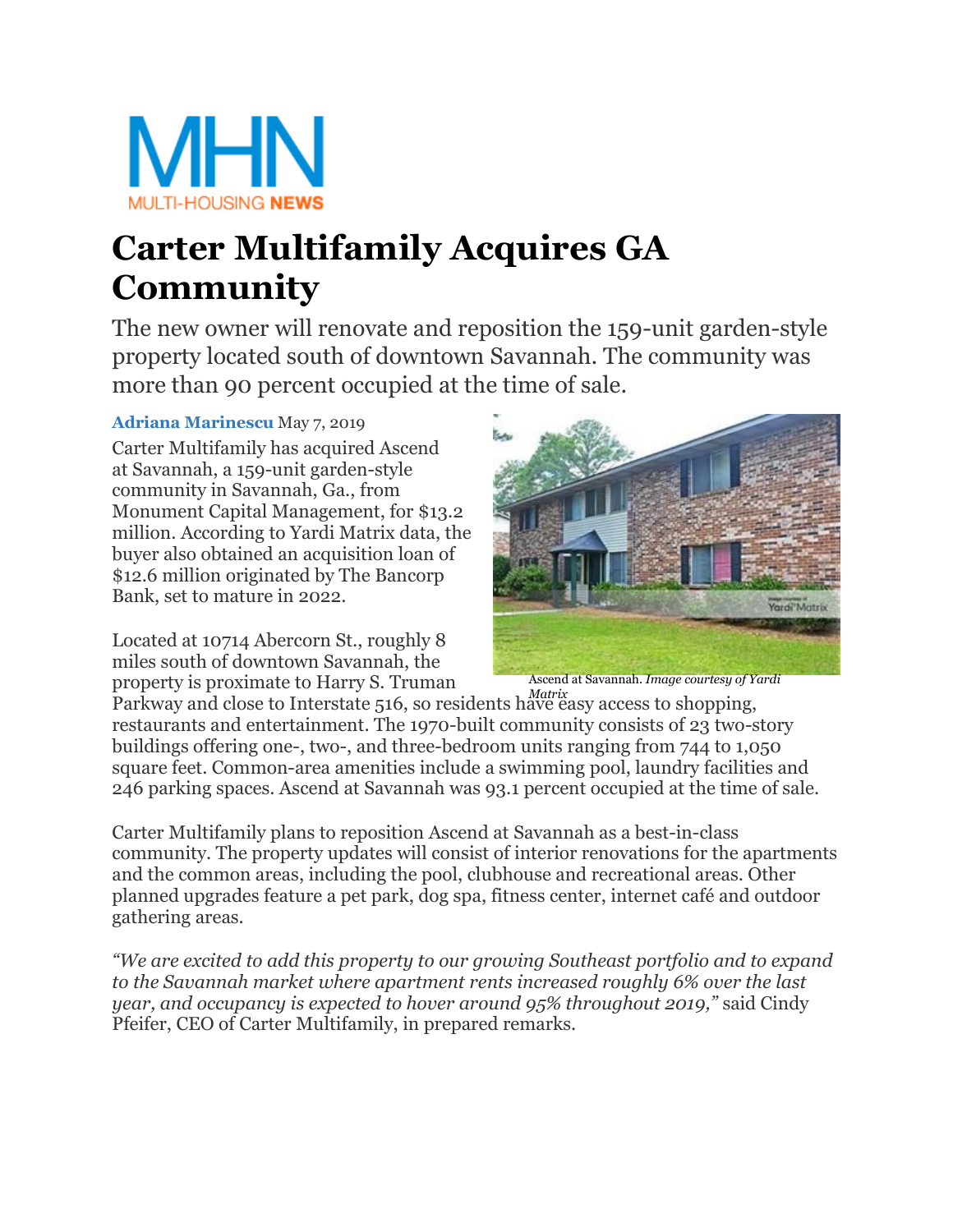MHN
MULTI-HOUSING NEWS

# Carter Multifamily Acquires GA Community

The new owner will renovate and reposition the 159-unit garden-style property located south of downtown Savannah. The community was more than 90 percent occupied at the time of sale.

**Adriana Marinescu** May 7, 2019

Carter Multifamily has acquired Ascend at Savannah, a 159-unit garden-style community in Savannah, Ga., from Monument Capital Management, for $13.2 million. According to Yardi Matrix data, the buyer also obtained an acquisition loan of $12.6 million originated by The Bancorp Bank, set to mature in 2022.

Ascend at Savannah. *Image courtesy of Yardi Matrix*

Located at 10714 Abercorn St., roughly 8 miles south of downtown Savannah, the property is proximate to Harry S. Truman Parkway and close to Interstate 516, so residents have easy access to shopping, restaurants and entertainment. The 1970-built community consists of 23 two-story buildings offering one-, two-, and three-bedroom units ranging from 744 to 1,050 square feet. Common-area amenities include a swimming pool, laundry facilities and 246 parking spaces. Ascend at Savannah was 93.1 percent occupied at the time of sale.

Carter Multifamily plans to reposition Ascend at Savannah as a best-in-class community. The property updates will consist of interior renovations for the apartments and the common areas, including the pool, clubhouse and recreational areas. Other planned upgrades feature a pet park, dog spa, fitness center, internet café and outdoor gathering areas.

*"We are excited to add this property to our growing Southeast portfolio and to expand to the Savannah market where apartment rents increased roughly 6% over the last year, and occupancy is expected to hover around 95% throughout 2019,"* said Cindy Pfeifer, CEO of Carter Multifamily, in prepared remarks.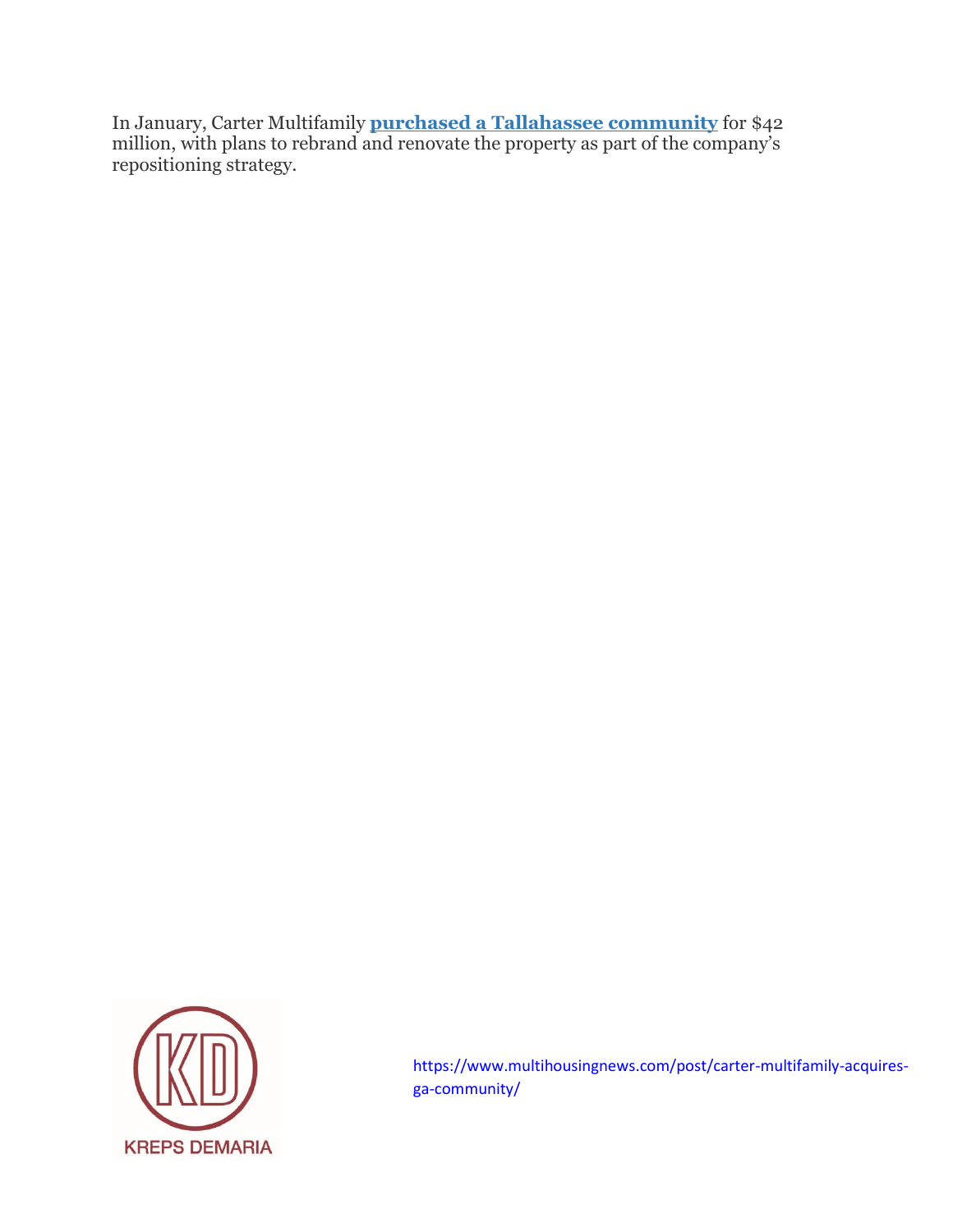In January, Carter Multifamily **purchased a Tallahassee community** for $42 million, with plans to rebrand and renovate the property as part of the company's repositioning strategy.

KREPS DEMARIA

https://www.multihousingnews.com/post/carter-multifamily-acquires-ga-community/